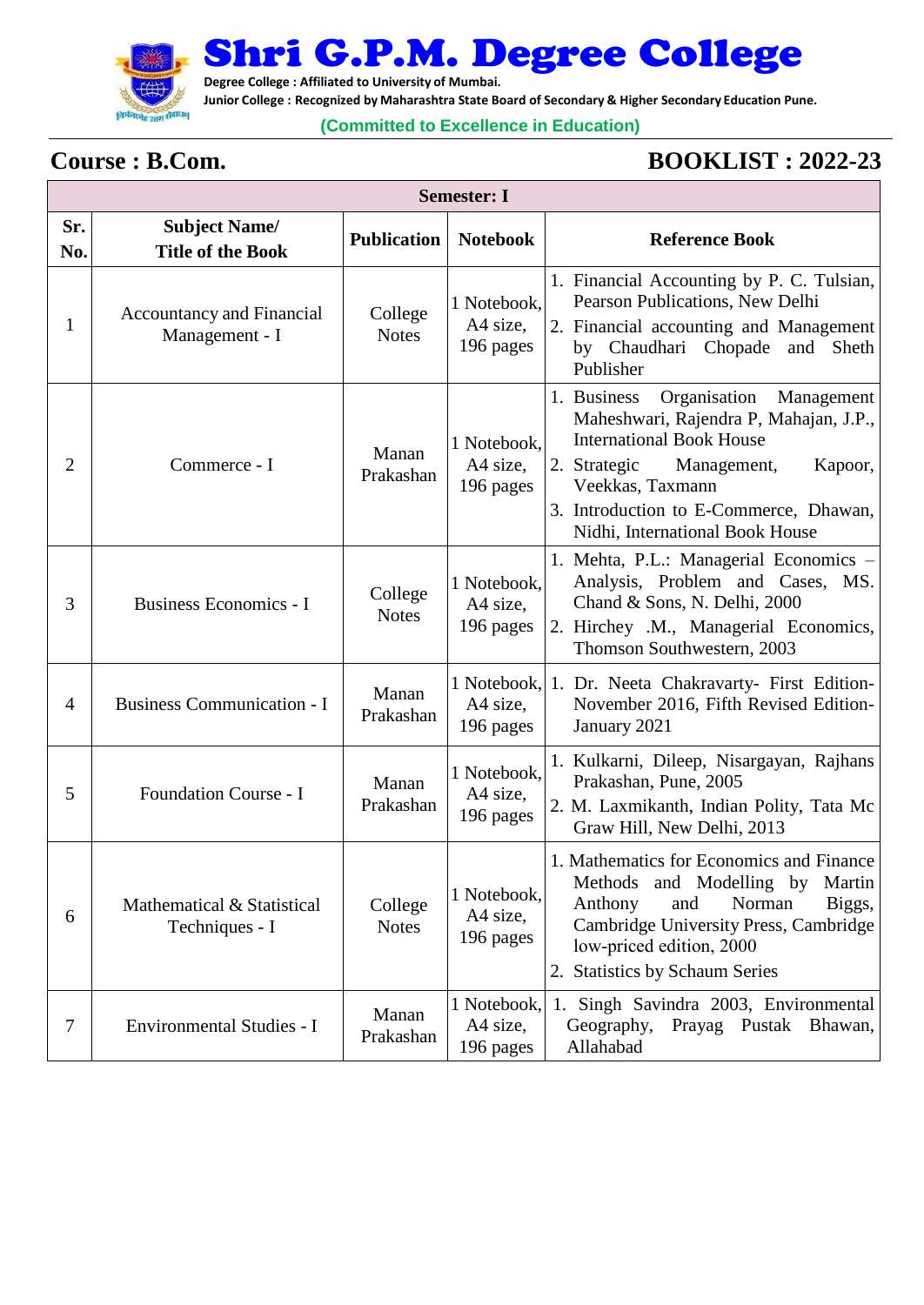# Shri G.P.M. Degree College

**Degree College : Affiliated to University of Mumbai.**
**Junior College : Recognized by Maharashtra State Board of Secondary & Higher Secondary Education Pune.**

**(Committed to Excellence in Education)**

## Course : B.Com.

## BOOKLIST : 2022-23

| Semester: I | | | | |
|---|---|---|---|---|
| **Sr. No.** | **Subject Name/ Title of the Book** | **Publication** | **Notebook** | **Reference Book** |
| 1 | Accountancy and Financial Management - I | College Notes | 1 Notebook, A4 size, 196 pages | 1. Financial Accounting by P. C. Tulsian, Pearson Publications, New Delhi<br>2. Financial accounting and Management by Chaudhari Chopade and Sheth Publisher |
| 2 | Commerce - I | Manan Prakashan | 1 Notebook, A4 size, 196 pages | 1. Business Organisation Management Maheshwari, Rajendra P, Mahajan, J.P., International Book House<br>2. Strategic Management, Kapoor, Veekkas, Taxmann<br>3. Introduction to E-Commerce, Dhawan, Nidhi, International Book House |
| 3 | Business Economics - I | College Notes | 1 Notebook, A4 size, 196 pages | 1. Mehta, P.L.: Managerial Economics – Analysis, Problem and Cases, MS. Chand & Sons, N. Delhi, 2000<br>2. Hirchey .M., Managerial Economics, Thomson Southwestern, 2003 |
| 4 | Business Communication - I | Manan Prakashan | 1 Notebook, A4 size, 196 pages | 1. Dr. Neeta Chakravarty- First Edition-November 2016, Fifth Revised Edition-January 2021 |
| 5 | Foundation Course - I | Manan Prakashan | 1 Notebook, A4 size, 196 pages | 1. Kulkarni, Dileep, Nisargayan, Rajhans Prakashan, Pune, 2005<br>2. M. Laxmikanth, Indian Polity, Tata Mc Graw Hill, New Delhi, 2013 |
| 6 | Mathematical & Statistical Techniques - I | College Notes | 1 Notebook, A4 size, 196 pages | 1. Mathematics for Economics and Finance Methods and Modelling by Martin Anthony and Norman Biggs, Cambridge University Press, Cambridge low-priced edition, 2000<br>2. Statistics by Schaum Series |
| 7 | Environmental Studies - I | Manan Prakashan | 1 Notebook, A4 size, 196 pages | 1. Singh Savindra 2003, Environmental Geography, Prayag Pustak Bhawan, Allahabad |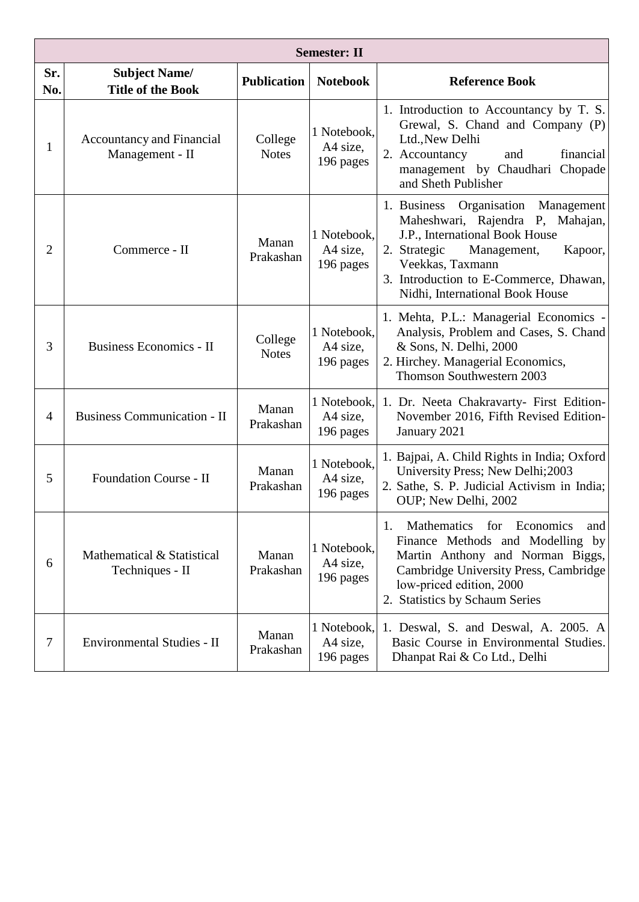| Semester: II | | | | |
|---|---|---|---|---|
| **Sr. No.** | **Subject Name/ Title of the Book** | **Publication** | **Notebook** | **Reference Book** |
| 1 | Accountancy and Financial Management - II | College Notes | 1 Notebook, A4 size, 196 pages | 1. Introduction to Accountancy by T. S. Grewal, S. Chand and Company (P) Ltd.,New Delhi<br>2. Accountancy and financial management by Chaudhari Chopade and Sheth Publisher |
| 2 | Commerce - II | Manan Prakashan | 1 Notebook, A4 size, 196 pages | 1. Business Organisation Management Maheshwari, Rajendra P, Mahajan, J.P., International Book House<br>2. Strategic Management, Kapoor, Veekkas, Taxmann<br>3. Introduction to E-Commerce, Dhawan, Nidhi, International Book House |
| 3 | Business Economics - II | College Notes | 1 Notebook, A4 size, 196 pages | 1. Mehta, P.L.: Managerial Economics - Analysis, Problem and Cases, S. Chand & Sons, N. Delhi, 2000<br>2. Hirchey. Managerial Economics, Thomson Southwestern 2003 |
| 4 | Business Communication - II | Manan Prakashan | 1 Notebook, A4 size, 196 pages | 1. Dr. Neeta Chakravarty- First Edition-November 2016, Fifth Revised Edition-January 2021 |
| 5 | Foundation Course - II | Manan Prakashan | 1 Notebook, A4 size, 196 pages | 1. Bajpai, A. Child Rights in India; Oxford University Press; New Delhi;2003<br>2. Sathe, S. P. Judicial Activism in India; OUP; New Delhi, 2002 |
| 6 | Mathematical & Statistical Techniques - II | Manan Prakashan | 1 Notebook, A4 size, 196 pages | 1. Mathematics for Economics and Finance Methods and Modelling by Martin Anthony and Norman Biggs, Cambridge University Press, Cambridge low-priced edition, 2000<br>2. Statistics by Schaum Series |
| 7 | Environmental Studies - II | Manan Prakashan | 1 Notebook, A4 size, 196 pages | 1. Deswal, S. and Deswal, A. 2005. A Basic Course in Environmental Studies. Dhanpat Rai & Co Ltd., Delhi |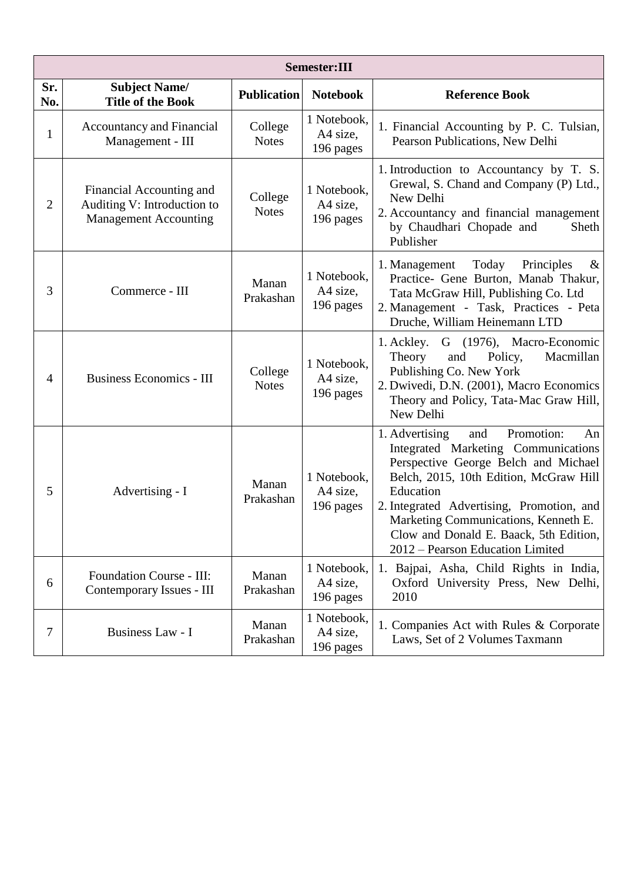| Semester:III | | | | |
|---|---|---|---|---|
| **Sr. No.** | **Subject Name/ Title of the Book** | **Publication** | **Notebook** | **Reference Book** |
| 1 | Accountancy and Financial Management - III | College Notes | 1 Notebook, A4 size, 196 pages | 1. Financial Accounting by P. C. Tulsian, Pearson Publications, New Delhi |
| 2 | Financial Accounting and Auditing V: Introduction to Management Accounting | College Notes | 1 Notebook, A4 size, 196 pages | 1. Introduction to Accountancy by T. S. Grewal, S. Chand and Company (P) Ltd., New Delhi<br>2. Accountancy and financial management by Chaudhari Chopade and Sheth Publisher |
| 3 | Commerce - III | Manan Prakashan | 1 Notebook, A4 size, 196 pages | 1. Management Today Principles & Practice- Gene Burton, Manab Thakur, Tata McGraw Hill, Publishing Co. Ltd<br>2. Management - Task, Practices - Peta Druche, William Heinemann LTD |
| 4 | Business Economics - III | College Notes | 1 Notebook, A4 size, 196 pages | 1. Ackley. G (1976), Macro-Economic Theory and Policy, Macmillan Publishing Co. New York<br>2. Dwivedi, D.N. (2001), Macro Economics Theory and Policy, Tata-Mac Graw Hill, New Delhi |
| 5 | Advertising - I | Manan Prakashan | 1 Notebook, A4 size, 196 pages | 1. Advertising and Promotion: An Integrated Marketing Communications Perspective George Belch and Michael Belch, 2015, 10th Edition, McGraw Hill Education<br>2. Integrated Advertising, Promotion, and Marketing Communications, Kenneth E. Clow and Donald E. Baack, 5th Edition, 2012 – Pearson Education Limited |
| 6 | Foundation Course - III: Contemporary Issues - III | Manan Prakashan | 1 Notebook, A4 size, 196 pages | 1. Bajpai, Asha, Child Rights in India, Oxford University Press, New Delhi, 2010 |
| 7 | Business Law - I | Manan Prakashan | 1 Notebook, A4 size, 196 pages | 1. Companies Act with Rules & Corporate Laws, Set of 2 Volumes Taxmann |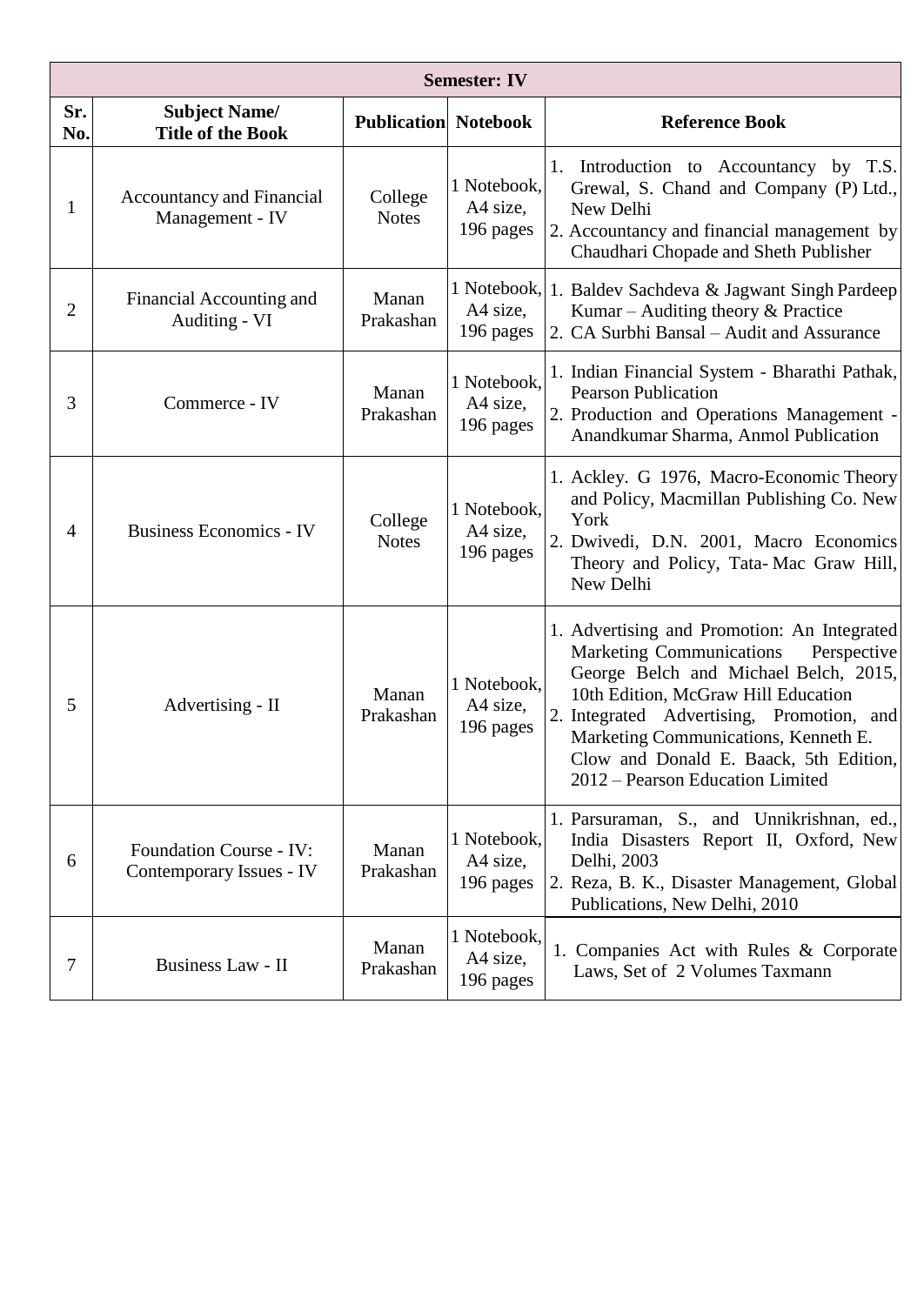| Semester: IV | | | | |
|---|---|---|---|---|
| **Sr. No.** | **Subject Name/ Title of the Book** | **Publication** | **Notebook** | **Reference Book** |
| 1 | Accountancy and Financial Management - IV | College Notes | 1 Notebook, A4 size, 196 pages | 1. Introduction to Accountancy by T.S. Grewal, S. Chand and Company (P) Ltd., New Delhi<br>2. Accountancy and financial management by Chaudhari Chopade and Sheth Publisher |
| 2 | Financial Accounting and Auditing - VI | Manan Prakashan | 1 Notebook, A4 size, 196 pages | 1. Baldev Sachdeva & Jagwant Singh Pardeep Kumar – Auditing theory & Practice<br>2. CA Surbhi Bansal – Audit and Assurance |
| 3 | Commerce - IV | Manan Prakashan | 1 Notebook, A4 size, 196 pages | 1. Indian Financial System - Bharathi Pathak, Pearson Publication<br>2. Production and Operations Management - Anandkumar Sharma, Anmol Publication |
| 4 | Business Economics - IV | College Notes | 1 Notebook, A4 size, 196 pages | 1. Ackley. G 1976, Macro-Economic Theory and Policy, Macmillan Publishing Co. New York<br>2. Dwivedi, D.N. 2001, Macro Economics Theory and Policy, Tata- Mac Graw Hill, New Delhi |
| 5 | Advertising - II | Manan Prakashan | 1 Notebook, A4 size, 196 pages | 1. Advertising and Promotion: An Integrated Marketing Communications Perspective George Belch and Michael Belch, 2015, 10th Edition, McGraw Hill Education<br>2. Integrated Advertising, Promotion, and Marketing Communications, Kenneth E. Clow and Donald E. Baack, 5th Edition, 2012 – Pearson Education Limited |
| 6 | Foundation Course - IV: Contemporary Issues - IV | Manan Prakashan | 1 Notebook, A4 size, 196 pages | 1. Parsuraman, S., and Unnikrishnan, ed., India Disasters Report II, Oxford, New Delhi, 2003<br>2. Reza, B. K., Disaster Management, Global Publications, New Delhi, 2010 |
| 7 | Business Law - II | Manan Prakashan | 1 Notebook, A4 size, 196 pages | 1. Companies Act with Rules & Corporate Laws, Set of 2 Volumes Taxmann |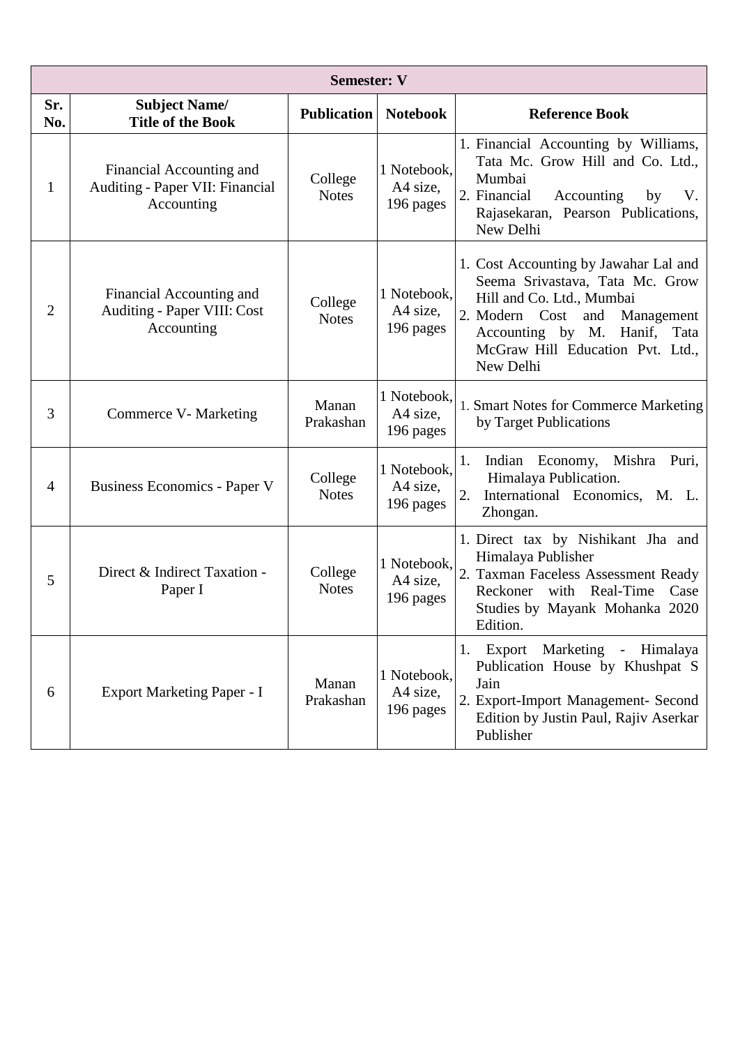| Semester: V | | | | |
|---|---|---|---|---|
| **Sr. No.** | **Subject Name/ Title of the Book** | **Publication** | **Notebook** | **Reference Book** |
| 1 | Financial Accounting and Auditing - Paper VII: Financial Accounting | College Notes | 1 Notebook, A4 size, 196 pages | 1. Financial Accounting by Williams, Tata Mc. Grow Hill and Co. Ltd., Mumbai<br>2. Financial Accounting by V. Rajasekaran, Pearson Publications, New Delhi |
| 2 | Financial Accounting and Auditing - Paper VIII: Cost Accounting | College Notes | 1 Notebook, A4 size, 196 pages | 1. Cost Accounting by Jawahar Lal and Seema Srivastava, Tata Mc. Grow Hill and Co. Ltd., Mumbai<br>2. Modern Cost and Management Accounting by M. Hanif, Tata McGraw Hill Education Pvt. Ltd., New Delhi |
| 3 | Commerce V- Marketing | Manan Prakashan | 1 Notebook, A4 size, 196 pages | 1. Smart Notes for Commerce Marketing by Target Publications |
| 4 | Business Economics - Paper V | College Notes | 1 Notebook, A4 size, 196 pages | 1. Indian Economy, Mishra Puri, Himalaya Publication.<br>2. International Economics, M. L. Zhongan. |
| 5 | Direct & Indirect Taxation - Paper I | College Notes | 1 Notebook, A4 size, 196 pages | 1. Direct tax by Nishikant Jha and Himalaya Publisher<br>2. Taxman Faceless Assessment Ready Reckoner with Real-Time Case Studies by Mayank Mohanka 2020 Edition. |
| 6 | Export Marketing Paper - I | Manan Prakashan | 1 Notebook, A4 size, 196 pages | 1. Export Marketing - Himalaya Publication House by Khushpat S Jain<br>2. Export-Import Management- Second Edition by Justin Paul, Rajiv Aserkar Publisher |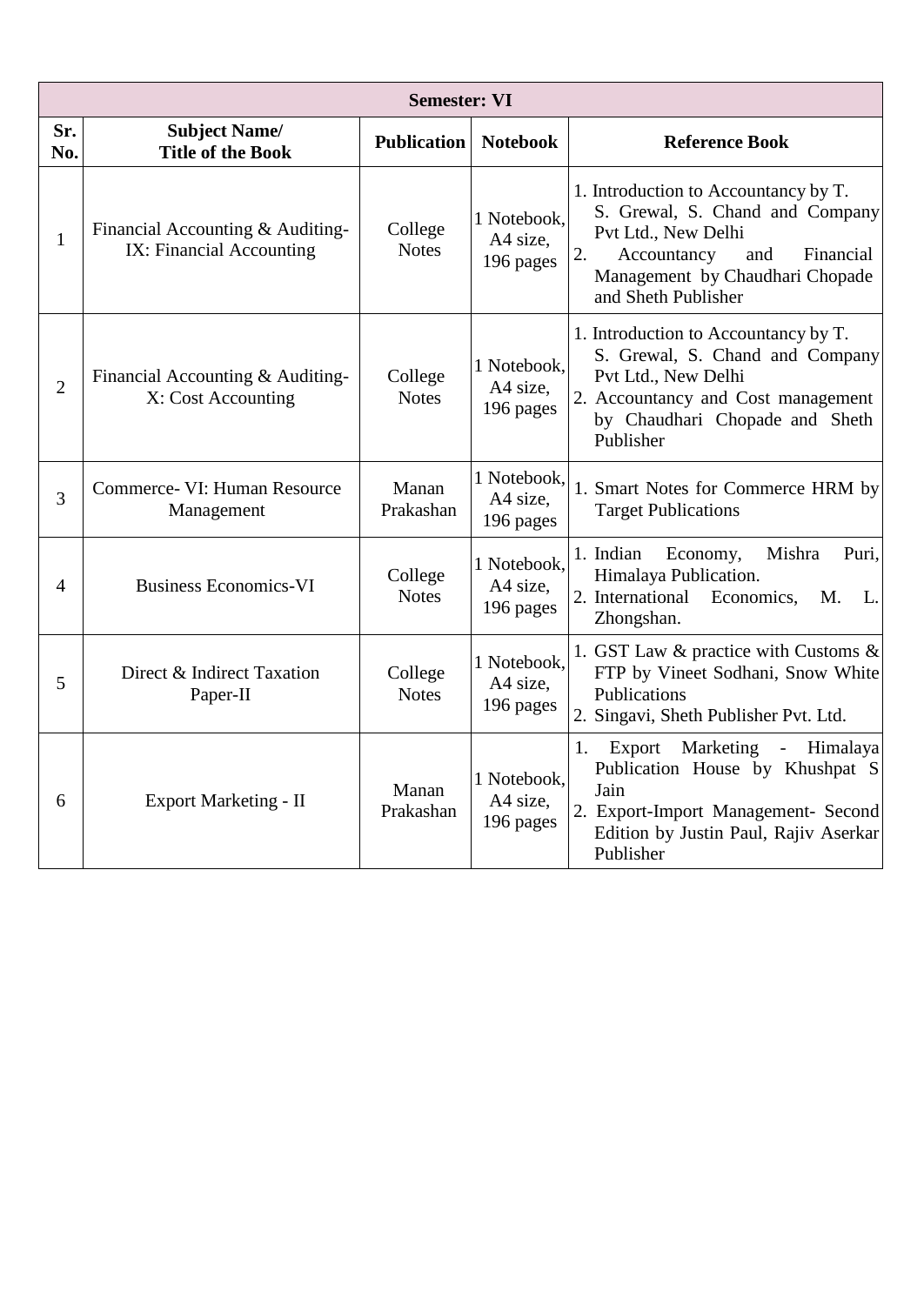| Semester: VI | | | | |
|---|---|---|---|---|
| **Sr. No.** | **Subject Name/ Title of the Book** | **Publication** | **Notebook** | **Reference Book** |
| 1 | Financial Accounting & Auditing- IX: Financial Accounting | College Notes | 1 Notebook, A4 size, 196 pages | 1. Introduction to Accountancy by T. S. Grewal, S. Chand and Company Pvt Ltd., New Delhi<br>2. Accountancy and Financial Management by Chaudhari Chopade and Sheth Publisher |
| 2 | Financial Accounting & Auditing- X: Cost Accounting | College Notes | 1 Notebook, A4 size, 196 pages | 1. Introduction to Accountancy by T. S. Grewal, S. Chand and Company Pvt Ltd., New Delhi<br>2. Accountancy and Cost management by Chaudhari Chopade and Sheth Publisher |
| 3 | Commerce- VI: Human Resource Management | Manan Prakashan | 1 Notebook, A4 size, 196 pages | 1. Smart Notes for Commerce HRM by Target Publications |
| 4 | Business Economics-VI | College Notes | 1 Notebook, A4 size, 196 pages | 1. Indian Economy, Mishra Puri, Himalaya Publication.<br>2. International Economics, M. L. Zhongshan. |
| 5 | Direct & Indirect Taxation Paper-II | College Notes | 1 Notebook, A4 size, 196 pages | 1. GST Law & practice with Customs & FTP by Vineet Sodhani, Snow White Publications<br>2. Singavi, Sheth Publisher Pvt. Ltd. |
| 6 | Export Marketing - II | Manan Prakashan | 1 Notebook, A4 size, 196 pages | 1. Export Marketing - Himalaya Publication House by Khushpat S Jain<br>2. Export-Import Management- Second Edition by Justin Paul, Rajiv Aserkar Publisher |